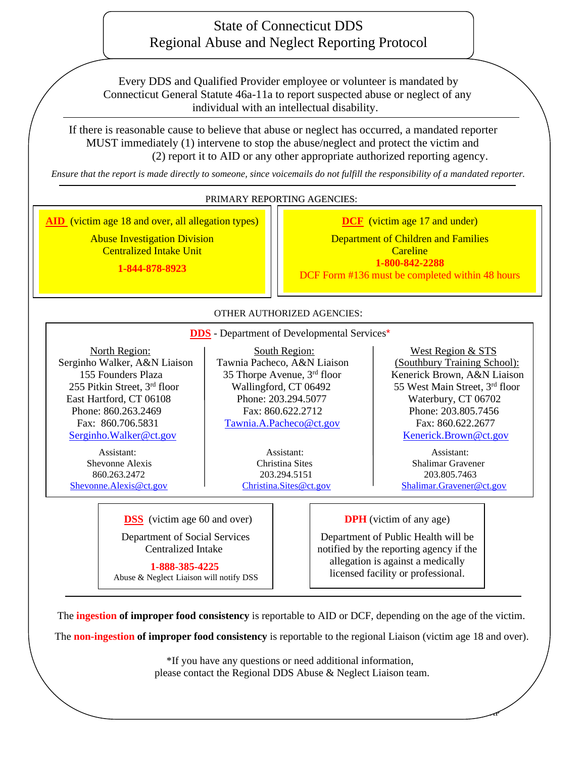# State of Connecticut DDS
# Regional Abuse and Neglect Reporting Protocol

Every DDS and Qualified Provider employee or volunteer is mandated by Connecticut General Statute 46a-11a to report suspected abuse or neglect of any individual with an intellectual disability.

---

If there is reasonable cause to believe that abuse or neglect has occurred, a mandated reporter MUST immediately (1) intervene to stop the abuse/neglect and protect the victim and (2) report it to AID or any other appropriate authorized reporting agency.

*Ensure that the report is made directly to someone, since voicemails do not fulfill the responsibility of a mandated reporter.*

---

## PRIMARY REPORTING AGENCIES:

**AID** (victim age 18 and over, all allegation types)

Abuse Investigation Division
Centralized Intake Unit

**1-844-878-8923**

**DCF** (victim age 17 and under)

Department of Children and Families
Careline
**1-800-842-2288**
DCF Form #136 must be completed within 48 hours

## OTHER AUTHORIZED AGENCIES:

**DDS** - Department of Developmental Services*

**North Region:**
Serginho Walker, A&N Liaison
155 Founders Plaza
255 Pitkin Street, 3rd floor
East Hartford, CT 06108
Phone: 860.263.2469
Fax: 860.706.5831
Serginho.Walker@ct.gov

Assistant:
Shevonne Alexis
860.263.2472
Shevonne.Alexis@ct.gov

**South Region:**
Tawnia Pacheco, A&N Liaison
35 Thorpe Avenue, 3rd floor
Wallingford, CT 06492
Phone: 203.294.5077
Fax: 860.622.2712
Tawnia.A.Pacheco@ct.gov

Assistant:
Christina Sites
203.294.5151
Christina.Sites@ct.gov

**West Region & STS (Southbury Training School):**
Kenerick Brown, A&N Liaison
55 West Main Street, 3rd floor
Waterbury, CT 06702
Phone: 203.805.7456
Fax: 860.622.2677
Kenerick.Brown@ct.gov

Assistant:
Shalimar Gravener
203.805.7463
Shalimar.Gravener@ct.gov

**DSS** (victim age 60 and over)

Department of Social Services
Centralized Intake

**1-888-385-4225**
Abuse & Neglect Liaison will notify DSS

**DPH** (victim of any age)

Department of Public Health will be notified by the reporting agency if the allegation is against a medically licensed facility or professional.

---

The **ingestion of improper food consistency** is reportable to AID or DCF, depending on the age of the victim.

The **non-ingestion of improper food consistency** is reportable to the regional Liaison (victim age 18 and over).

*If you have any questions or need additional information, please contact the Regional DDS Abuse & Neglect Liaison team.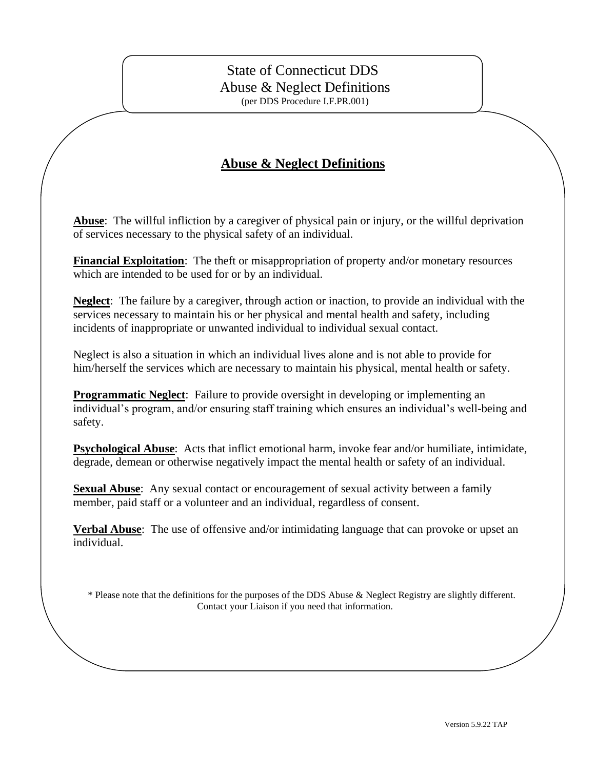State of Connecticut DDS
Abuse & Neglect Definitions
(per DDS Procedure I.F.PR.001)

## Abuse & Neglect Definitions

**Abuse**: The willful infliction by a caregiver of physical pain or injury, or the willful deprivation of services necessary to the physical safety of an individual.

**Financial Exploitation**: The theft or misappropriation of property and/or monetary resources which are intended to be used for or by an individual.

**Neglect**: The failure by a caregiver, through action or inaction, to provide an individual with the services necessary to maintain his or her physical and mental health and safety, including incidents of inappropriate or unwanted individual to individual sexual contact.

Neglect is also a situation in which an individual lives alone and is not able to provide for him/herself the services which are necessary to maintain his physical, mental health or safety.

**Programmatic Neglect**: Failure to provide oversight in developing or implementing an individual's program, and/or ensuring staff training which ensures an individual's well-being and safety.

**Psychological Abuse**: Acts that inflict emotional harm, invoke fear and/or humiliate, intimidate, degrade, demean or otherwise negatively impact the mental health or safety of an individual.

**Sexual Abuse**: Any sexual contact or encouragement of sexual activity between a family member, paid staff or a volunteer and an individual, regardless of consent.

**Verbal Abuse**: The use of offensive and/or intimidating language that can provoke or upset an individual.

* Please note that the definitions for the purposes of the DDS Abuse & Neglect Registry are slightly different. Contact your Liaison if you need that information.

Version 5.9.22 TAP